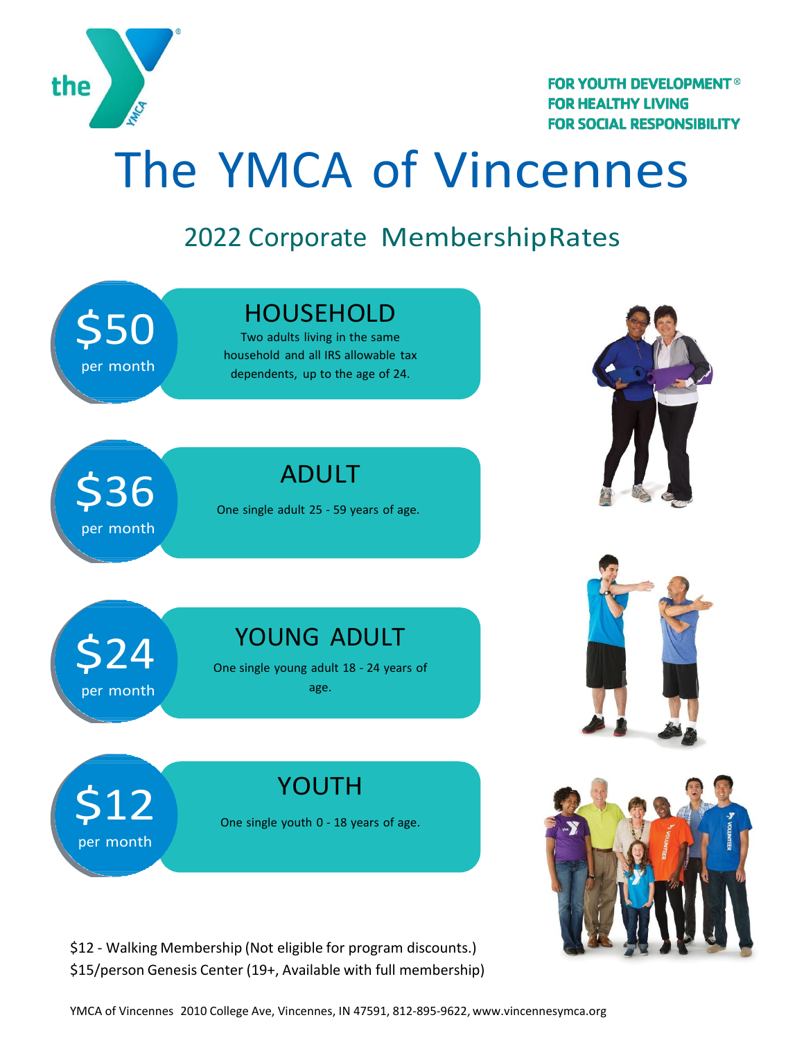FOR YOUTH DEVELOPMENT®
FOR HEALTHY LIVING
FOR SOCIAL RESPONSIBILITY

# The YMCA of Vincennes

## 2022 Corporate Membership Rates

### HOUSEHOLD

**$50** per month

Two adults living in the same household and all IRS allowable tax dependents, up to the age of 24.

### ADULT

**$36** per month

One single adult 25 - 59 years of age.

### YOUNG ADULT

**$24** per month

One single young adult 18 - 24 years of age.

### YOUTH

**$12** per month

One single youth 0 - 18 years of age.

$12 - Walking Membership (Not eligible for program discounts.)
$15/person Genesis Center (19+, Available with full membership)

YMCA of Vincennes 2010 College Ave, Vincennes, IN 47591, 812-895-9622, www.vincennesymca.org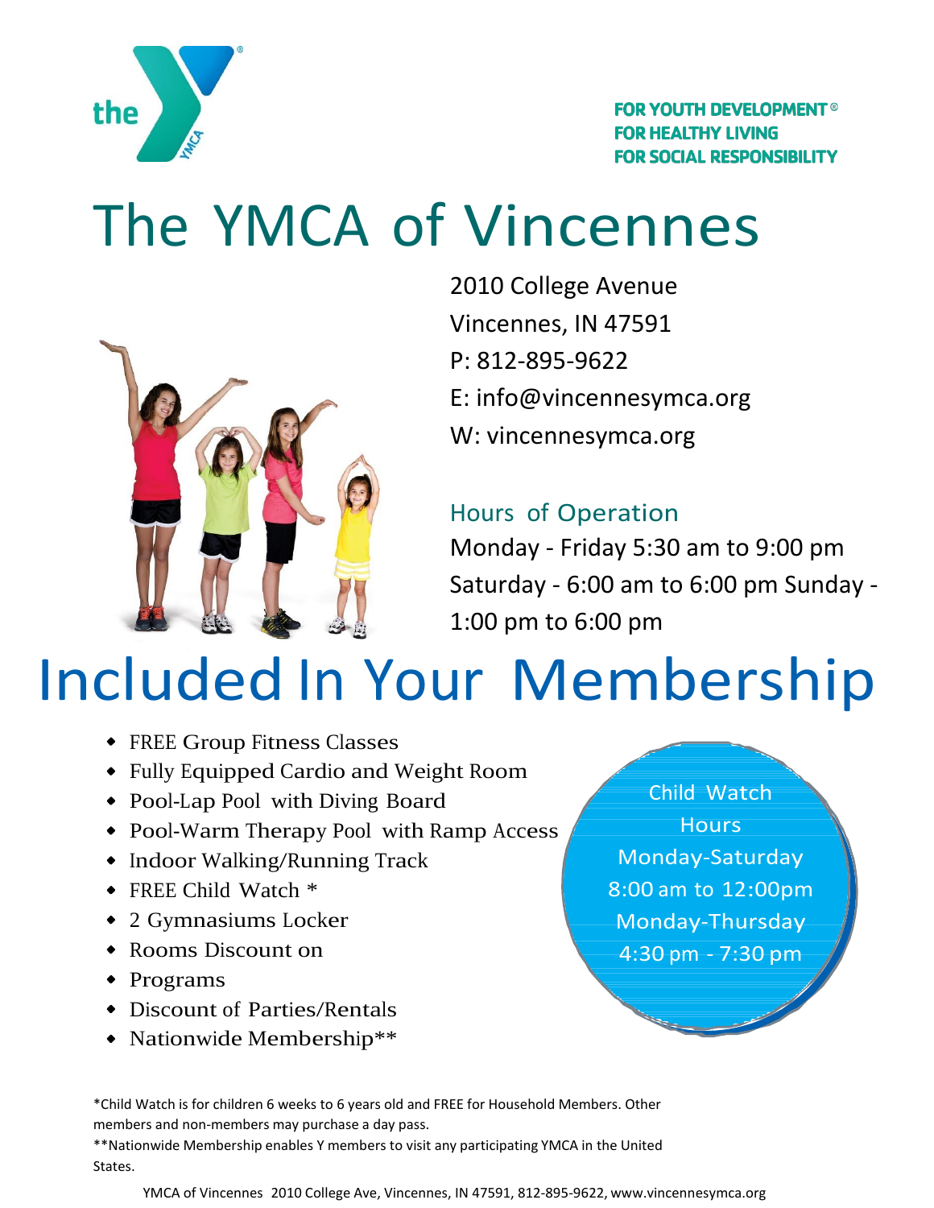FOR YOUTH DEVELOPMENT®
FOR HEALTHY LIVING
FOR SOCIAL RESPONSIBILITY

# The YMCA of Vincennes

2010 College Avenue
Vincennes, IN 47591
P: 812-895-9622
E: info@vincennesymca.org
W: vincennesymca.org

## Hours of Operation

Monday - Friday 5:30 am to 9:00 pm
Saturday - 6:00 am to 6:00 pm Sunday - 1:00 pm to 6:00 pm

# Included In Your Membership

- FREE Group Fitness Classes
- Fully Equipped Cardio and Weight Room
- Pool-Lap Pool with Diving Board
- Pool-Warm Therapy Pool with Ramp Access
- Indoor Walking/Running Track
- FREE Child Watch *
- 2 Gymnasiums Locker
- Rooms Discount on
- Programs
- Discount of Parties/Rentals
- Nationwide Membership**

**Child Watch Hours**
Monday-Saturday
8:00 am to 12:00pm
Monday-Thursday
4:30 pm - 7:30 pm

*Child Watch is for children 6 weeks to 6 years old and FREE for Household Members. Other members and non-members may purchase a day pass.

**Nationwide Membership enables Y members to visit any participating YMCA in the United States.

YMCA of Vincennes 2010 College Ave, Vincennes, IN 47591, 812-895-9622, www.vincennesymca.org